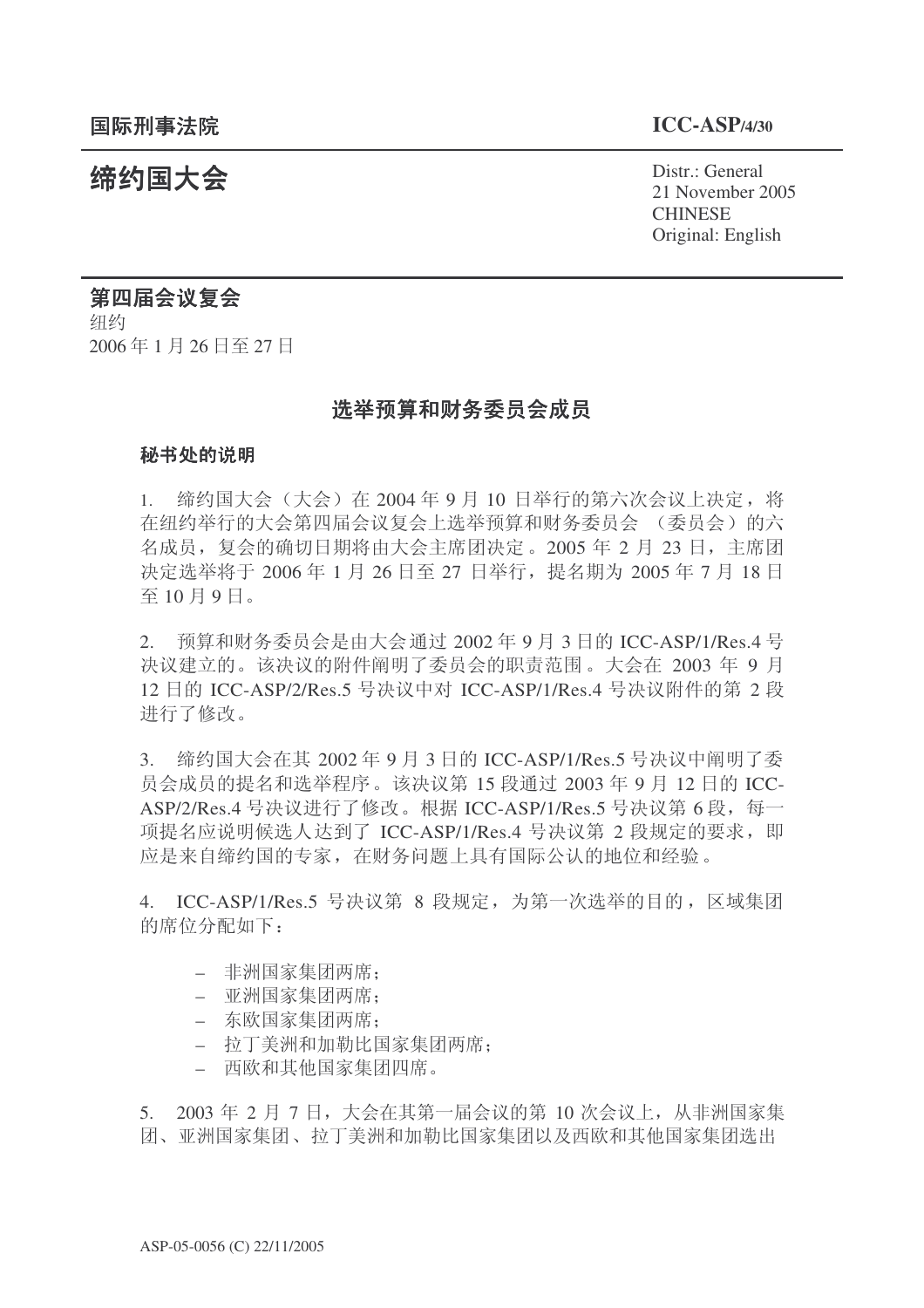**国际刑事法院** **ICC-ASP/4/30**

# 缔约国大会

Distr.: General
21 November 2005
CHINESE
Original: English

**第四届会议复会**
纽约
2006 年 1 月 26 日至 27 日

## 选举预算和财务委员会成员

### 秘书处的说明

1. 缔约国大会（大会）在 2004 年 9 月 10 日举行的第六次会议上决定，将在纽约举行的大会第四届会议复会上选举预算和财务委员会 （委员会）的六名成员，复会的确切日期将由大会主席团决定。2005 年 2 月 23 日，主席团决定选举将于 2006 年 1 月 26 日至 27 日举行，提名期为 2005 年 7 月 18 日至 10 月 9 日。

2. 预算和财务委员会是由大会通过 2002 年 9 月 3 日的 ICC-ASP/1/Res.4 号决议建立的。该决议的附件阐明了委员会的职责范围。大会在 2003 年 9 月 12 日的 ICC-ASP/2/Res.5 号决议中对 ICC-ASP/1/Res.4 号决议附件的第 2 段进行了修改。

3. 缔约国大会在其 2002 年 9 月 3 日的 ICC-ASP/1/Res.5 号决议中阐明了委员会成员的提名和选举程序。该决议第 15 段通过 2003 年 9 月 12 日的 ICC-ASP/2/Res.4 号决议进行了修改。根据 ICC-ASP/1/Res.5 号决议第 6 段，每一项提名应说明候选人达到了 ICC-ASP/1/Res.4 号决议第 2 段规定的要求，即应是来自缔约国的专家，在财务问题上具有国际公认的地位和经验。

4. ICC-ASP/1/Res.5 号决议第 8 段规定，为第一次选举的目的，区域集团的席位分配如下：

- 非洲国家集团两席；
- 亚洲国家集团两席；
- 东欧国家集团两席；
- 拉丁美洲和加勒比国家集团两席；
- 西欧和其他国家集团四席。

5. 2003 年 2 月 7 日，大会在其第一届会议的第 10 次会议上，从非洲国家集团、亚洲国家集团、拉丁美洲和加勒比国家集团以及西欧和其他国家集团选出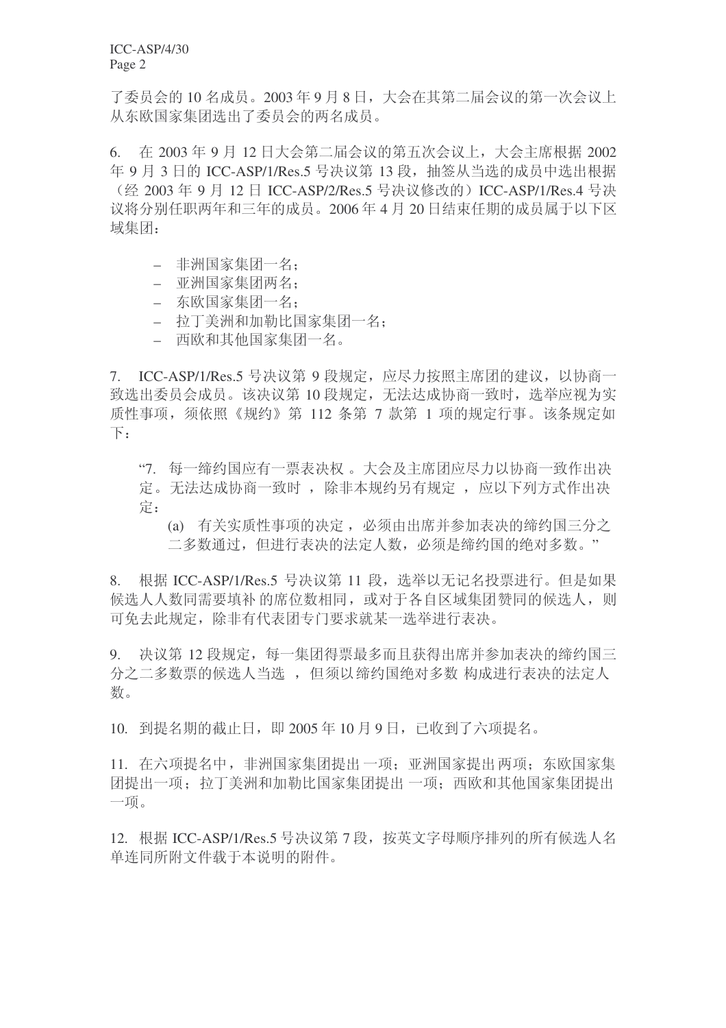了委员会的 10 名成员。2003 年 9 月 8 日，大会在其第二届会议的第一次会议上从东欧国家集团选出了委员会的两名成员。

6. 在 2003 年 9 月 12 日大会第二届会议的第五次会议上，大会主席根据 2002 年 9 月 3 日的 ICC-ASP/1/Res.5 号决议第 13 段，抽签从当选的成员中选出根据（经 2003 年 9 月 12 日 ICC-ASP/2/Res.5 号决议修改的）ICC-ASP/1/Res.4 号决议将分别任职两年和三年的成员。2006 年 4 月 20 日结束任期的成员属于以下区域集团：

- 非洲国家集团一名；
- 亚洲国家集团两名；
- 东欧国家集团一名；
- 拉丁美洲和加勒比国家集团一名；
- 西欧和其他国家集团一名。

7. ICC-ASP/1/Res.5 号决议第 9 段规定，应尽力按照主席团的建议，以协商一致选出委员会成员。该决议第 10 段规定，无法达成协商一致时，选举应视为实质性事项，须依照《规约》第 112 条第 7 款第 1 项的规定行事。该条规定如下：

> "7. 每一缔约国应有一票表决权。大会及主席团应尽力以协商一致作出决定。无法达成协商一致时，除非本规约另有规定，应以下列方式作出决定：
>
> (a) 有关实质性事项的决定，必须由出席并参加表决的缔约国三分之二多数通过，但进行表决的法定人数，必须是缔约国的绝对多数。"

8. 根据 ICC-ASP/1/Res.5 号决议第 11 段，选举以无记名投票进行。但是如果候选人人数同需要填补的席位数相同，或对于各自区域集团赞同的候选人，则可免去此规定，除非有代表团专门要求就某一选举进行表决。

9. 决议第 12 段规定，每一集团得票最多而且获得出席并参加表决的缔约国三分之二多数票的候选人当选，但须以缔约国绝对多数构成进行表决的法定人数。

10. 到提名期的截止日，即 2005 年 10 月 9 日，已收到了六项提名。

11. 在六项提名中，非洲国家集团提出一项；亚洲国家提出两项；东欧国家集团提出一项；拉丁美洲和加勒比国家集团提出一项；西欧和其他国家集团提出一项。

12. 根据 ICC-ASP/1/Res.5 号决议第 7 段，按英文字母顺序排列的所有候选人名单连同所附文件载于本说明的附件。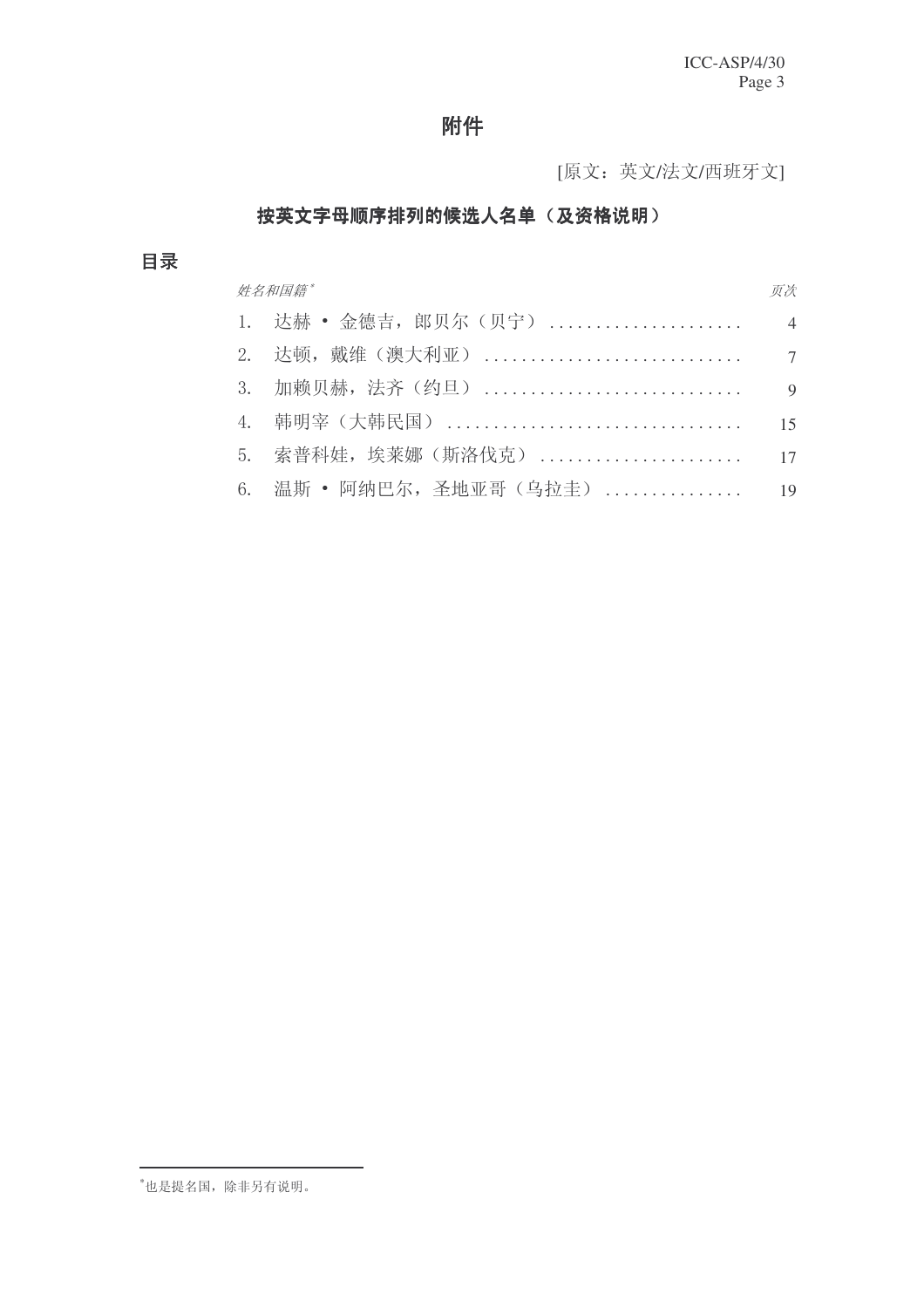# 附件

[原文：英文/法文/西班牙文]

## 按英文字母顺序排列的候选人名单（及资格说明）

### 目录

| *姓名和国籍*[*] | *页次* |
|---|---|
| 1. 达赫 • 金德吉，郎贝尔（贝宁） | 4 |
| 2. 达顿，戴维（澳大利亚） | 7 |
| 3. 加赖贝赫，法齐（约旦） | 9 |
| 4. 韩明宰（大韩民国） | 15 |
| 5. 索普科娃，埃莱娜（斯洛伐克） | 17 |
| 6. 温斯 • 阿纳巴尔，圣地亚哥（乌拉圭） | 19 |

[*]也是提名国，除非另有说明。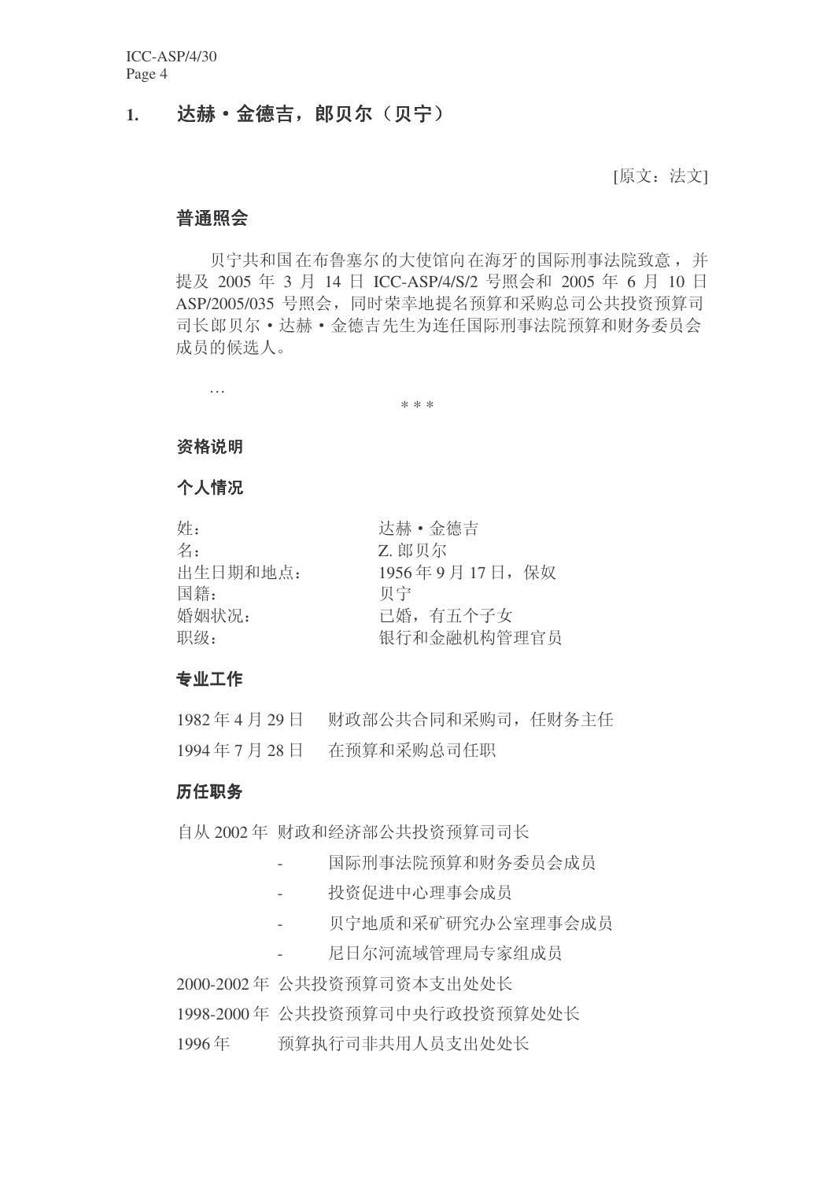## 1. 达赫·金德吉，郎贝尔（贝宁）

[原文：法文]

### 普通照会

贝宁共和国在布鲁塞尔的大使馆向在海牙的国际刑事法院致意，并提及 2005 年 3 月 14 日 ICC-ASP/4/S/2 号照会和 2005 年 6 月 10 日 ASP/2005/035 号照会，同时荣幸地提名预算和采购总司公共投资预算司司长郎贝尔·达赫·金德吉先生为连任国际刑事法院预算和财务委员会成员的候选人。

…

\* \* \*

### 资格说明

### 个人情况

| | |
|---|---|
| 姓： | 达赫·金德吉 |
| 名： | Z. 郎贝尔 |
| 出生日期和地点： | 1956 年 9 月 17 日，保奴 |
| 国籍： | 贝宁 |
| 婚姻状况： | 已婚，有五个子女 |
| 职级： | 银行和金融机构管理官员 |

### 专业工作

1982 年 4 月 29 日　财政部公共合同和采购司，任财务主任

1994 年 7 月 28 日　在预算和采购总司任职

### 历任职务

自从 2002 年　财政和经济部公共投资预算司司长

- 国际刑事法院预算和财务委员会成员
- 投资促进中心理事会成员
- 贝宁地质和采矿研究办公室理事会成员
- 尼日尔河流域管理局专家组成员

2000-2002 年　公共投资预算司资本支出处处长

1998-2000 年　公共投资预算司中央行政投资预算处处长

1996 年　预算执行司非共用人员支出处处长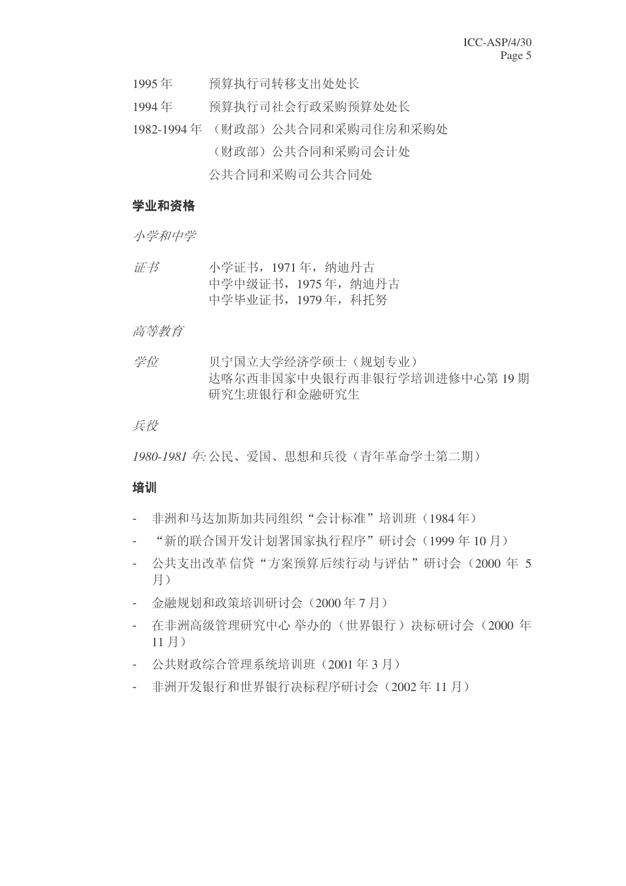1995 年　　预算执行司转移支出处处长

1994 年　　预算执行司社会行政采购预算处处长

1982-1994 年　（财政部）公共合同和采购司住房和采购处

（财政部）公共合同和采购司会计处

公共合同和采购司公共合同处

## 学业和资格

*小学和中学*

*证书*　　小学证书，1971 年，纳迪丹古
中学中级证书，1975 年，纳迪丹古
中学毕业证书，1979 年，科托努

*高等教育*

*学位*　　贝宁国立大学经济学硕士（规划专业）
达喀尔西非国家中央银行西非银行学培训进修中心第 19 期研究生班银行和金融研究生

*兵役*

*1980-1981 年:* 公民、爱国、思想和兵役（青年革命学士第二期）

## 培训

- 非洲和马达加斯加共同组织“会计标准”培训班（1984 年）
- “新的联合国开发计划署国家执行程序”研讨会（1999 年 10 月）
- 公共支出改革 信贷“方案预算后续行动与评估”研讨会（2000 年 5 月）
- 金融规划和政策培训研讨会（2000 年 7 月）
- 在非洲高级管理研究中心 举办的（世界银行）决标研讨会（2000 年 11 月）
- 公共财政综合管理系统培训班（2001 年 3 月）
- 非洲开发银行和世界银行决标程序研讨会（2002 年 11 月）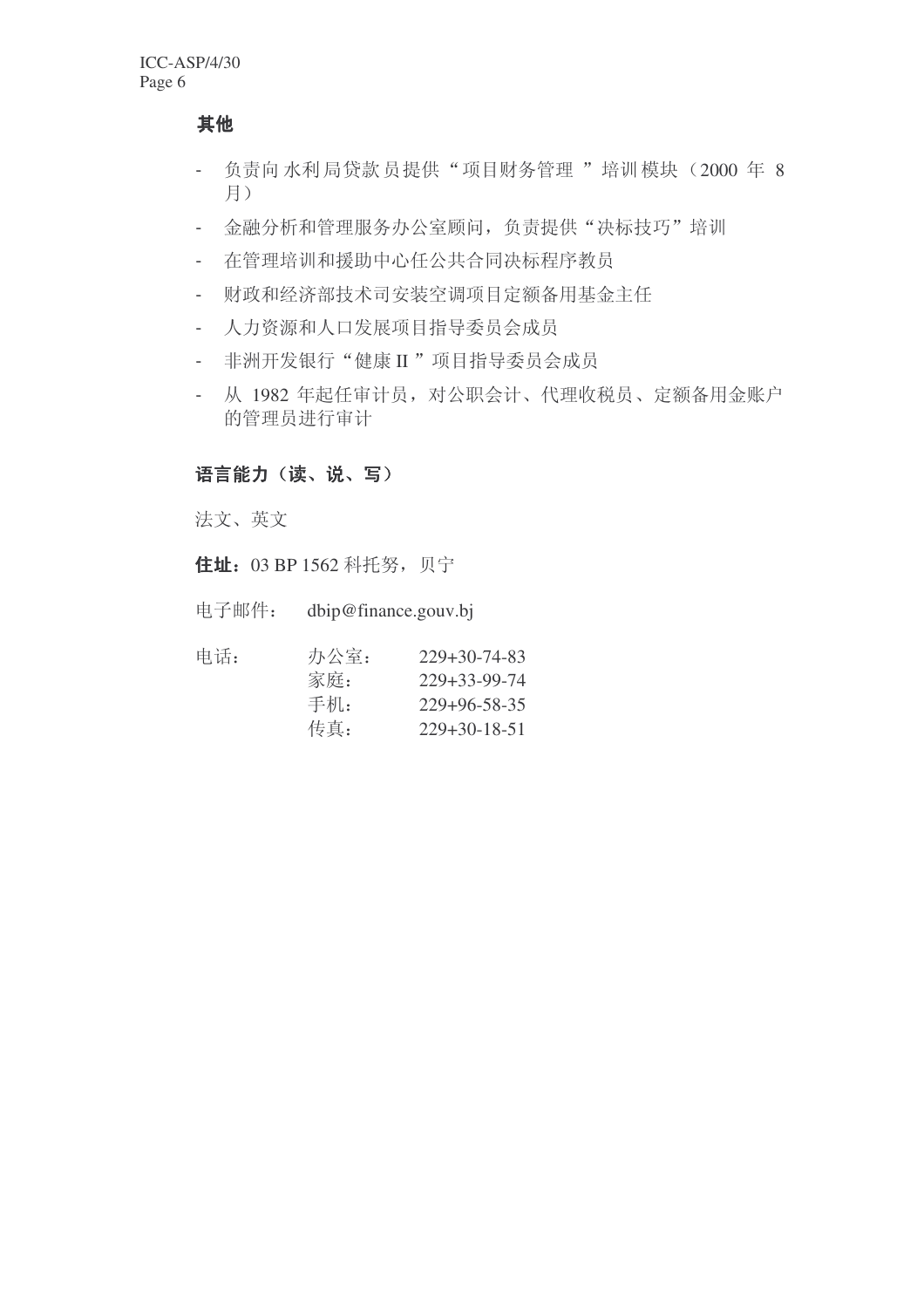**其他**

- 负责向水利局贷款员提供“项目财务管理”培训模块（2000 年 8 月）
- 金融分析和管理服务办公室顾问，负责提供“决标技巧”培训
- 在管理培训和援助中心任公共合同决标程序教员
- 财政和经济部技术司安装空调项目定额备用基金主任
- 人力资源和人口发展项目指导委员会成员
- 非洲开发银行“健康 II”项目指导委员会成员
- 从 1982 年起任审计员，对公职会计、代理收税员、定额备用金账户的管理员进行审计

**语言能力（读、说、写）**

法文、英文

**住址**：03 BP 1562 科托努，贝宁

电子邮件： dbip@finance.gouv.bj

| 电话： | 办公室： | 229+30-74-83 |
|---|---|---|
| | 家庭： | 229+33-99-74 |
| | 手机： | 229+96-58-35 |
| | 传真： | 229+30-18-51 |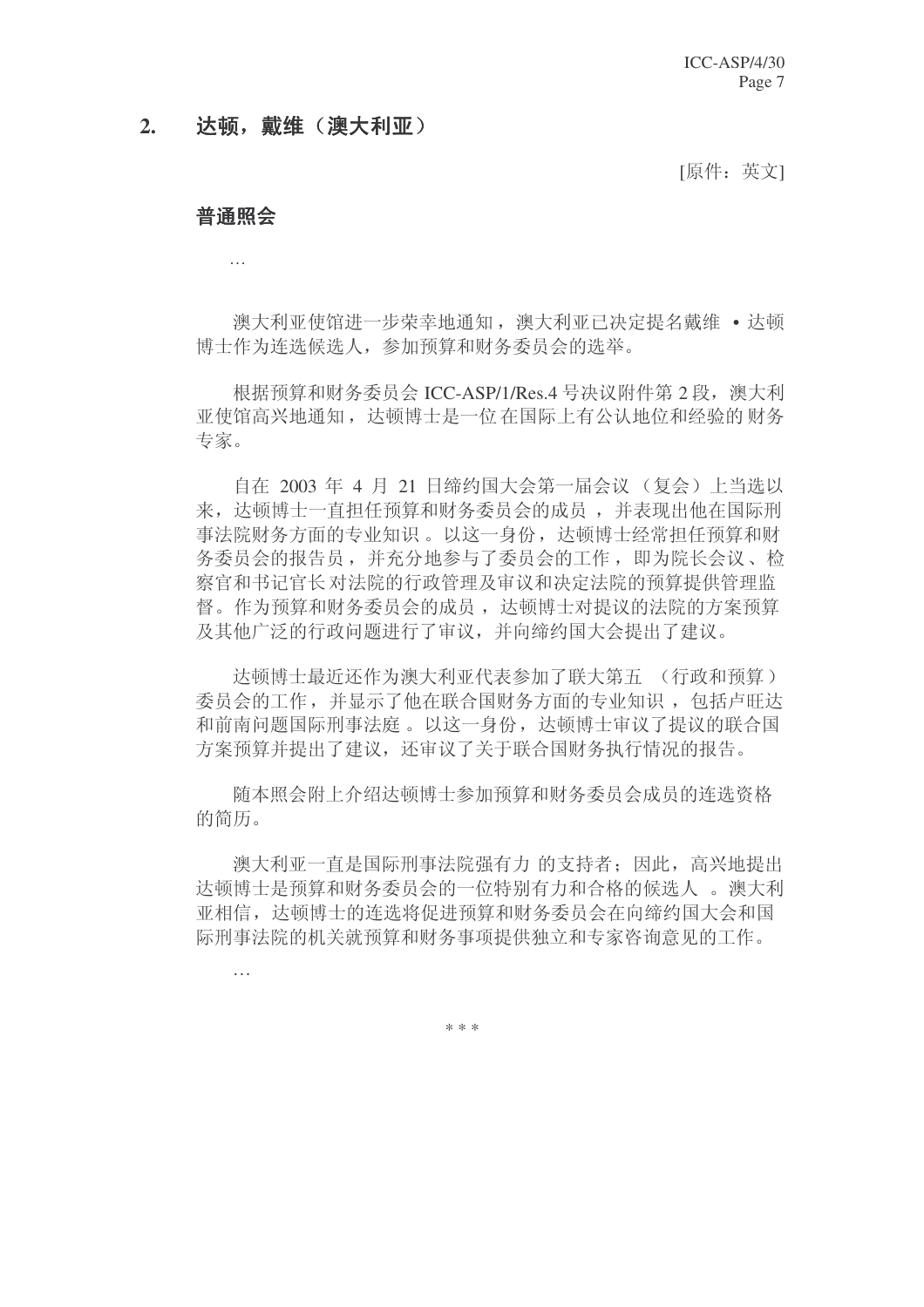## 2. 达顿，戴维（澳大利亚）

[原件：英文]

### 普通照会

…

澳大利亚使馆进一步荣幸地通知，澳大利亚已决定提名戴维 • 达顿博士作为连选候选人，参加预算和财务委员会的选举。

根据预算和财务委员会 ICC-ASP/1/Res.4 号决议附件第 2 段，澳大利亚使馆高兴地通知，达顿博士是一位在国际上有公认地位和经验的财务专家。

自在 2003 年 4 月 21 日缔约国大会第一届会议（复会）上当选以来，达顿博士一直担任预算和财务委员会的成员，并表现出他在国际刑事法院财务方面的专业知识。以这一身份，达顿博士经常担任预算和财务委员会的报告员，并充分地参与了委员会的工作，即为院长会议、检察官和书记官长对法院的行政管理及审议和决定法院的预算提供管理监督。作为预算和财务委员会的成员，达顿博士对提议的法院的方案预算及其他广泛的行政问题进行了审议，并向缔约国大会提出了建议。

达顿博士最近还作为澳大利亚代表参加了联大第五（行政和预算）委员会的工作，并显示了他在联合国财务方面的专业知识，包括卢旺达和前南问题国际刑事法庭。以这一身份，达顿博士审议了提议的联合国方案预算并提出了建议，还审议了关于联合国财务执行情况的报告。

随本照会附上介绍达顿博士参加预算和财务委员会成员的连选资格的简历。

澳大利亚一直是国际刑事法院强有力的支持者；因此，高兴地提出达顿博士是预算和财务委员会的一位特别有力和合格的候选人。澳大利亚相信，达顿博士的连选将促进预算和财务委员会在向缔约国大会和国际刑事法院的机关就预算和财务事项提供独立和专家咨询意见的工作。

…

\* \* \*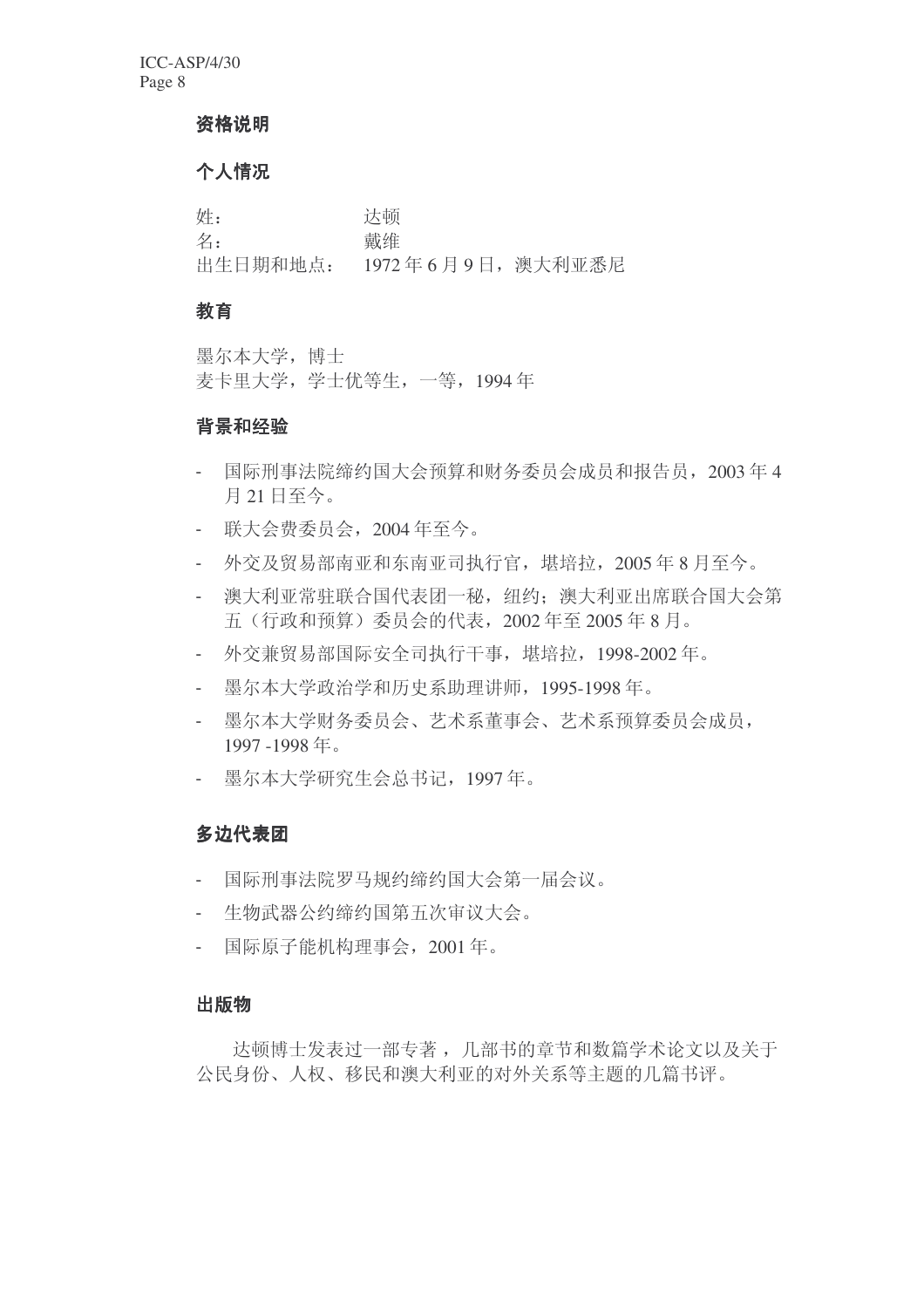## 资格说明

### 个人情况

姓：　　　　　　达顿
名：　　　　　　戴维
出生日期和地点：　1972 年 6 月 9 日，澳大利亚悉尼

### 教育

墨尔本大学，博士
麦卡里大学，学士优等生，一等，1994 年

### 背景和经验

- 国际刑事法院缔约国大会预算和财务委员会成员和报告员，2003 年 4 月 21 日至今。
- 联大会费委员会，2004 年至今。
- 外交及贸易部南亚和东南亚司执行官，堪培拉，2005 年 8 月至今。
- 澳大利亚常驻联合国代表团一秘，纽约；澳大利亚出席联合国大会第五（行政和预算）委员会的代表，2002 年至 2005 年 8 月。
- 外交兼贸易部国际安全司执行干事，堪培拉，1998-2002 年。
- 墨尔本大学政治学和历史系助理讲师，1995-1998 年。
- 墨尔本大学财务委员会、艺术系董事会、艺术系预算委员会成员，1997 -1998 年。
- 墨尔本大学研究生会总书记，1997 年。

### 多边代表团

- 国际刑事法院罗马规约缔约国大会第一届会议。
- 生物武器公约缔约国第五次审议大会。
- 国际原子能机构理事会，2001 年。

### 出版物

达顿博士发表过一部专著，几部书的章节和数篇学术论文以及关于公民身份、人权、移民和澳大利亚的对外关系等主题的几篇书评。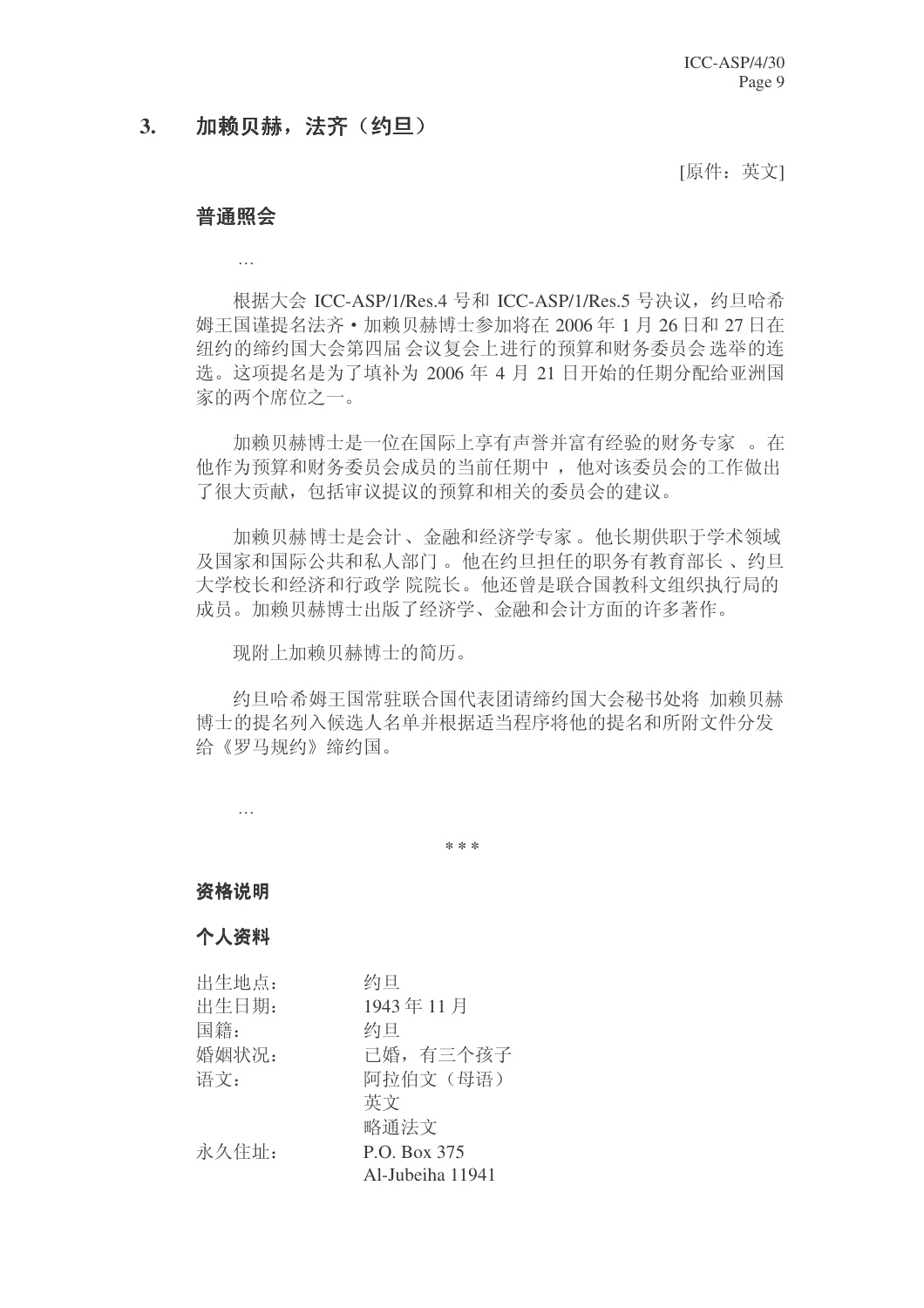## 3. 加赖贝赫，法齐（约旦）

[原件：英文]

### 普通照会

…

根据大会 ICC-ASP/1/Res.4 号和 ICC-ASP/1/Res.5 号决议，约旦哈希姆王国谨提名法齐·加赖贝赫博士参加将在 2006 年 1 月 26 日和 27 日在纽约的缔约国大会第四届会议复会上进行的预算和财务委员会选举的连选。这项提名是为了填补为 2006 年 4 月 21 日开始的任期分配给亚洲国家的两个席位之一。

加赖贝赫博士是一位在国际上享有声誉并富有经验的财务专家。在他作为预算和财务委员会成员的当前任期中，他对该委员会的工作做出了很大贡献，包括审议提议的预算和相关的委员会的建议。

加赖贝赫博士是会计、金融和经济学专家。他长期供职于学术领域及国家和国际公共和私人部门。他在约旦担任的职务有教育部长、约旦大学校长和经济和行政学院院长。他还曾是联合国教科文组织执行局的成员。加赖贝赫博士出版了经济学、金融和会计方面的许多著作。

现附上加赖贝赫博士的简历。

约旦哈希姆王国常驻联合国代表团请缔约国大会秘书处将加赖贝赫博士的提名列入候选人名单并根据适当程序将他的提名和所附文件分发给《罗马规约》缔约国。

…

\* \* \*

### 资格说明

### 个人资料

| | |
|---|---|
| 出生地点： | 约旦 |
| 出生日期： | 1943 年 11 月 |
| 国籍： | 约旦 |
| 婚姻状况： | 已婚，有三个孩子 |
| 语文： | 阿拉伯文（母语）<br>英文<br>略通法文 |
| 永久住址： | P.O. Box 375<br>Al-Jubeiha 11941 |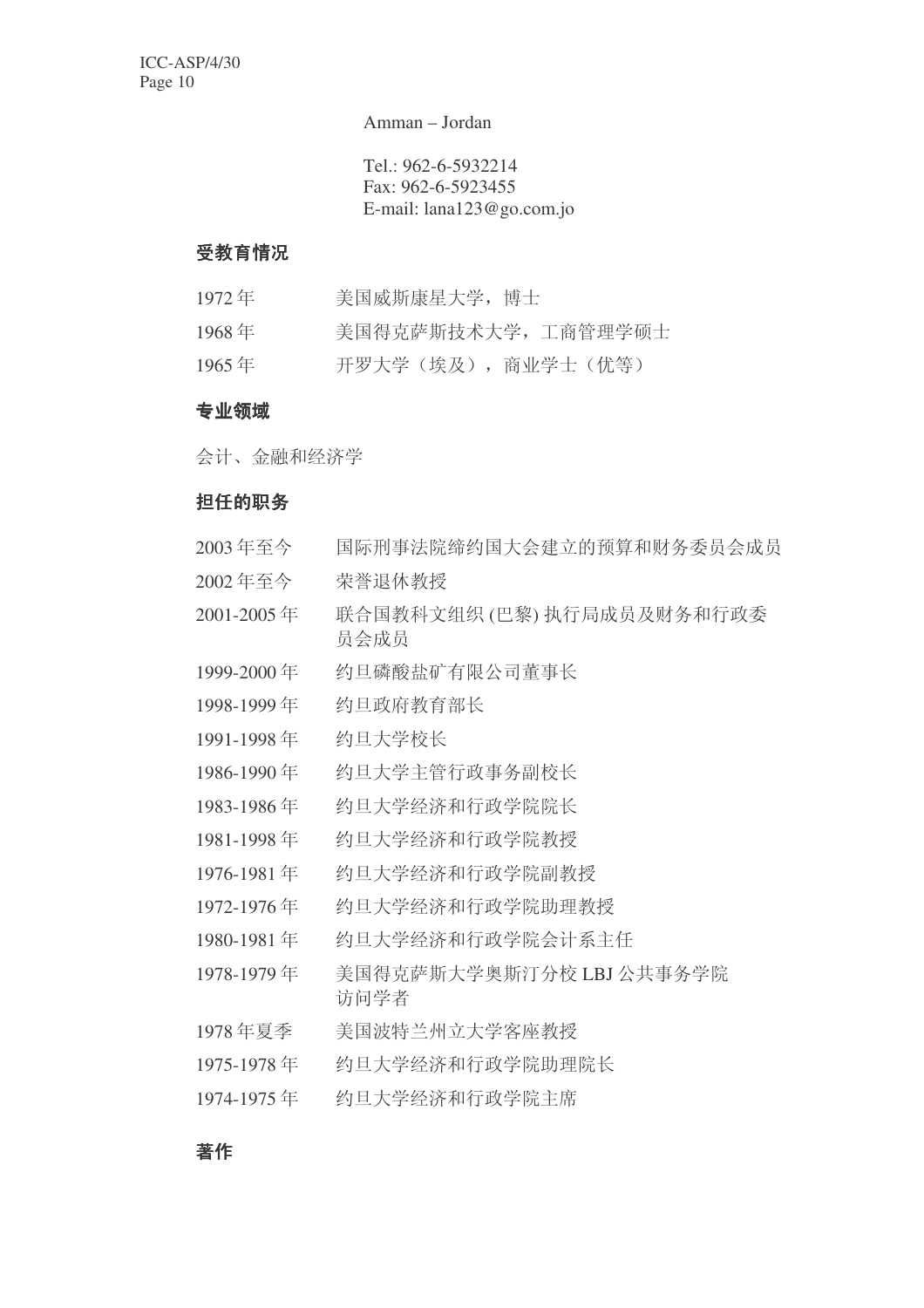Amman – Jordan

Tel.: 962-6-5932214
Fax: 962-6-5923455
E-mail: lana123@go.com.jo

### 受教育情况

| | |
|---|---|
| 1972 年 | 美国威斯康星大学，博士 |
| 1968 年 | 美国得克萨斯技术大学，工商管理学硕士 |
| 1965 年 | 开罗大学（埃及），商业学士（优等） |

### 专业领域

会计、金融和经济学

### 担任的职务

| | |
|---|---|
| 2003 年至今 | 国际刑事法院缔约国大会建立的预算和财务委员会成员 |
| 2002 年至今 | 荣誉退休教授 |
| 2001-2005 年 | 联合国教科文组织 (巴黎) 执行局成员及财务和行政委员会成员 |
| 1999-2000 年 | 约旦磷酸盐矿有限公司董事长 |
| 1998-1999 年 | 约旦政府教育部长 |
| 1991-1998 年 | 约旦大学校长 |
| 1986-1990 年 | 约旦大学主管行政事务副校长 |
| 1983-1986 年 | 约旦大学经济和行政学院院长 |
| 1981-1998 年 | 约旦大学经济和行政学院教授 |
| 1976-1981 年 | 约旦大学经济和行政学院副教授 |
| 1972-1976 年 | 约旦大学经济和行政学院助理教授 |
| 1980-1981 年 | 约旦大学经济和行政学院会计系主任 |
| 1978-1979 年 | 美国得克萨斯大学奥斯汀分校 LBJ 公共事务学院访问学者 |
| 1978 年夏季 | 美国波特兰州立大学客座教授 |
| 1975-1978 年 | 约旦大学经济和行政学院助理院长 |
| 1974-1975 年 | 约旦大学经济和行政学院主席 |

### 著作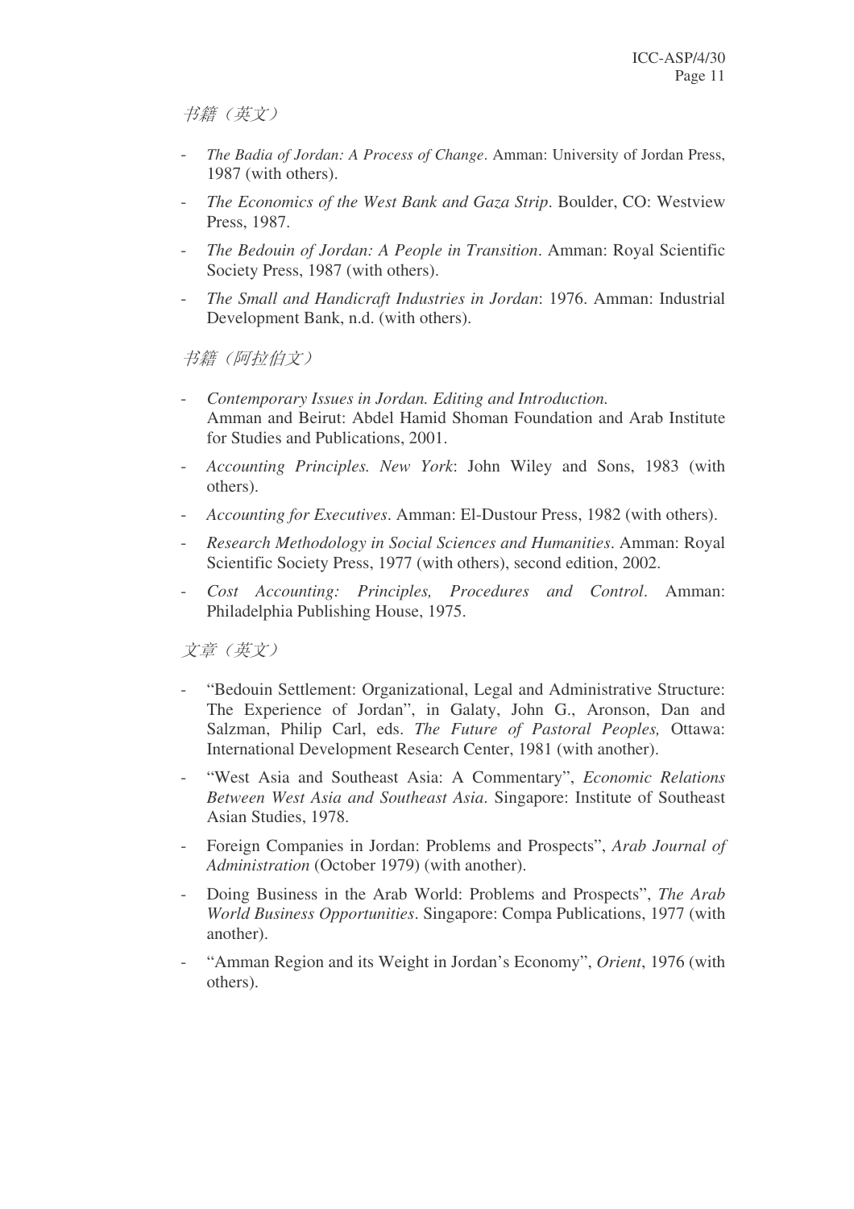*书籍（英文）*

- *The Badia of Jordan: A Process of Change*. Amman: University of Jordan Press, 1987 (with others).
- *The Economics of the West Bank and Gaza Strip*. Boulder, CO: Westview Press, 1987.
- *The Bedouin of Jordan: A People in Transition*. Amman: Royal Scientific Society Press, 1987 (with others).
- *The Small and Handicraft Industries in Jordan*: 1976. Amman: Industrial Development Bank, n.d. (with others).

*书籍（阿拉伯文）*

- *Contemporary Issues in Jordan. Editing and Introduction.* Amman and Beirut: Abdel Hamid Shoman Foundation and Arab Institute for Studies and Publications, 2001.
- *Accounting Principles. New York*: John Wiley and Sons, 1983 (with others).
- *Accounting for Executives*. Amman: El-Dustour Press, 1982 (with others).
- *Research Methodology in Social Sciences and Humanities*. Amman: Royal Scientific Society Press, 1977 (with others), second edition, 2002.
- *Cost Accounting: Principles, Procedures and Control*. Amman: Philadelphia Publishing House, 1975.

*文章（英文）*

- "Bedouin Settlement: Organizational, Legal and Administrative Structure: The Experience of Jordan", in Galaty, John G., Aronson, Dan and Salzman, Philip Carl, eds. *The Future of Pastoral Peoples,* Ottawa: International Development Research Center, 1981 (with another).
- "West Asia and Southeast Asia: A Commentary", *Economic Relations Between West Asia and Southeast Asia*. Singapore: Institute of Southeast Asian Studies, 1978.
- Foreign Companies in Jordan: Problems and Prospects", *Arab Journal of Administration* (October 1979) (with another).
- Doing Business in the Arab World: Problems and Prospects", *The Arab World Business Opportunities*. Singapore: Compa Publications, 1977 (with another).
- "Amman Region and its Weight in Jordan's Economy", *Orient*, 1976 (with others).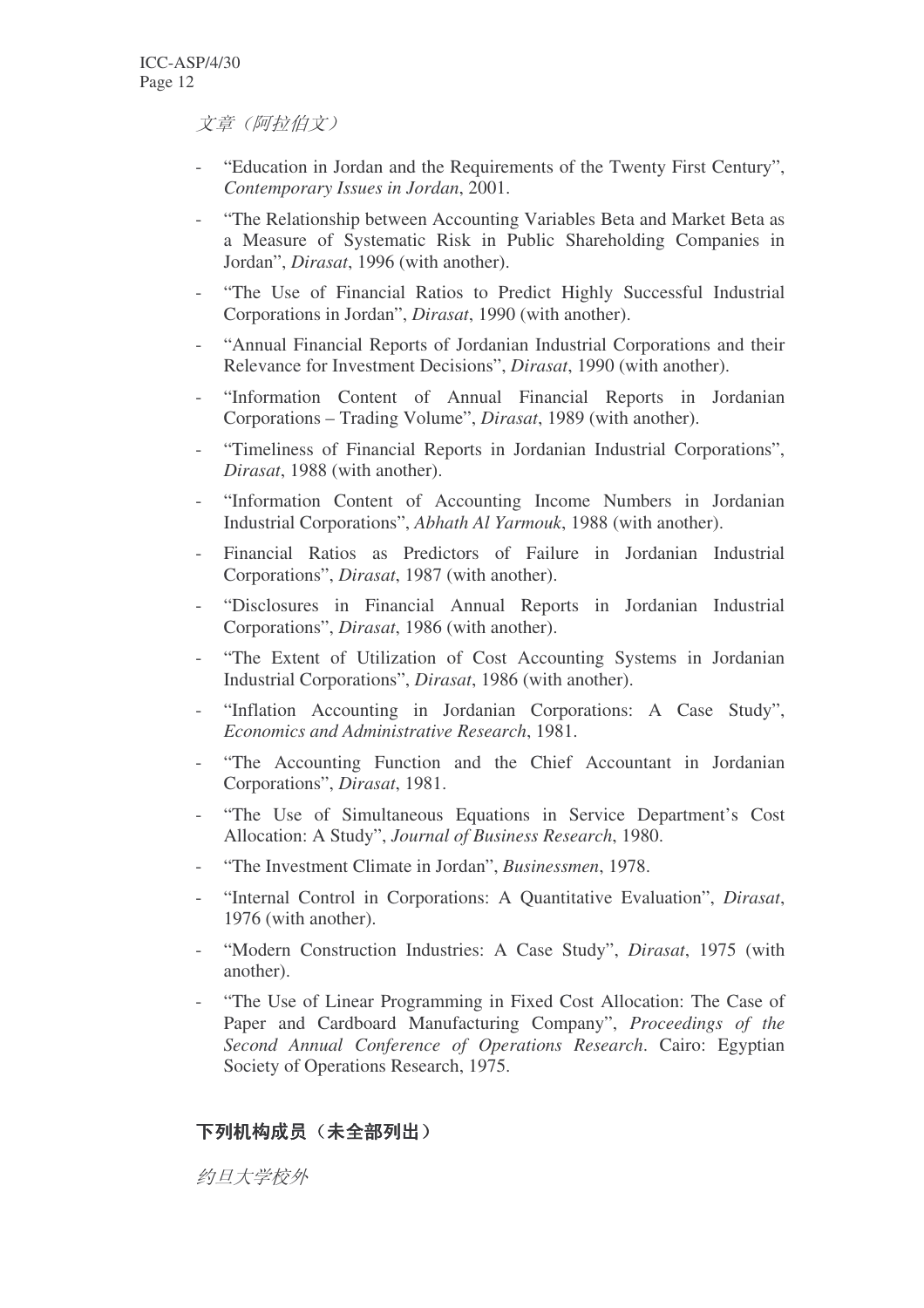*文章（阿拉伯文）*

- "Education in Jordan and the Requirements of the Twenty First Century", *Contemporary Issues in Jordan*, 2001.
- "The Relationship between Accounting Variables Beta and Market Beta as a Measure of Systematic Risk in Public Shareholding Companies in Jordan", *Dirasat*, 1996 (with another).
- "The Use of Financial Ratios to Predict Highly Successful Industrial Corporations in Jordan", *Dirasat*, 1990 (with another).
- "Annual Financial Reports of Jordanian Industrial Corporations and their Relevance for Investment Decisions", *Dirasat*, 1990 (with another).
- "Information Content of Annual Financial Reports in Jordanian Corporations – Trading Volume", *Dirasat*, 1989 (with another).
- "Timeliness of Financial Reports in Jordanian Industrial Corporations", *Dirasat*, 1988 (with another).
- "Information Content of Accounting Income Numbers in Jordanian Industrial Corporations", *Abhath Al Yarmouk*, 1988 (with another).
- Financial Ratios as Predictors of Failure in Jordanian Industrial Corporations", *Dirasat*, 1987 (with another).
- "Disclosures in Financial Annual Reports in Jordanian Industrial Corporations", *Dirasat*, 1986 (with another).
- "The Extent of Utilization of Cost Accounting Systems in Jordanian Industrial Corporations", *Dirasat*, 1986 (with another).
- "Inflation Accounting in Jordanian Corporations: A Case Study", *Economics and Administrative Research*, 1981.
- "The Accounting Function and the Chief Accountant in Jordanian Corporations", *Dirasat*, 1981.
- "The Use of Simultaneous Equations in Service Department's Cost Allocation: A Study", *Journal of Business Research*, 1980.
- "The Investment Climate in Jordan", *Businessmen*, 1978.
- "Internal Control in Corporations: A Quantitative Evaluation", *Dirasat*, 1976 (with another).
- "Modern Construction Industries: A Case Study", *Dirasat*, 1975 (with another).
- "The Use of Linear Programming in Fixed Cost Allocation: The Case of Paper and Cardboard Manufacturing Company", *Proceedings of the Second Annual Conference of Operations Research*. Cairo: Egyptian Society of Operations Research, 1975.

**下列机构成员（未全部列出）**

*约旦大学校外*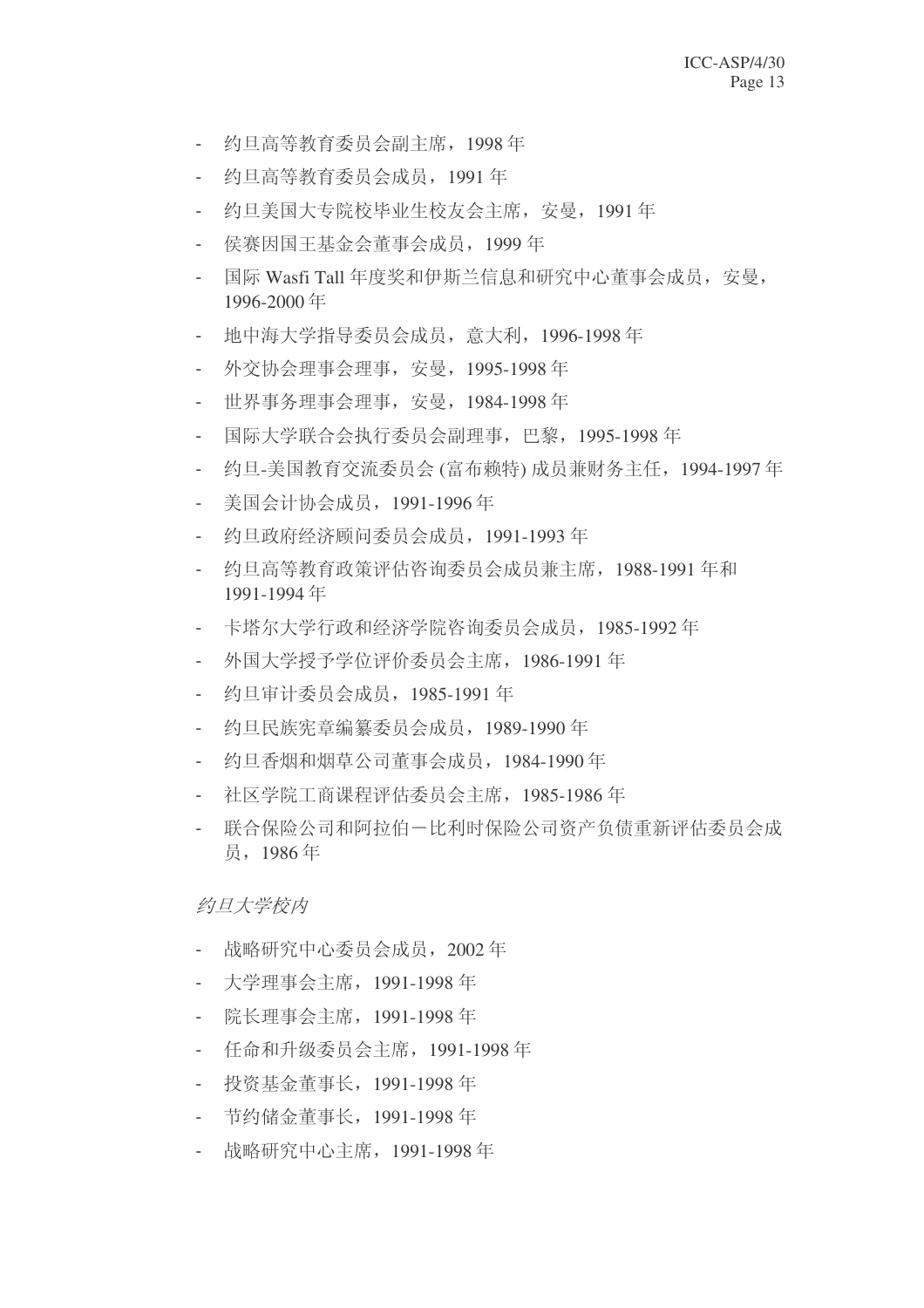- 约旦高等教育委员会副主席，1998 年
- 约旦高等教育委员会成员，1991 年
- 约旦美国大专院校毕业生校友会主席，安曼，1991 年
- 侯赛因国王基金会董事会成员，1999 年
- 国际 Wasfi Tall 年度奖和伊斯兰信息和研究中心董事会成员，安曼，1996-2000 年
- 地中海大学指导委员会成员，意大利，1996-1998 年
- 外交协会理事会理事，安曼，1995-1998 年
- 世界事务理事会理事，安曼，1984-1998 年
- 国际大学联合会执行委员会副理事，巴黎，1995-1998 年
- 约旦-美国教育交流委员会 (富布赖特) 成员兼财务主任，1994-1997 年
- 美国会计协会成员，1991-1996 年
- 约旦政府经济顾问委员会成员，1991-1993 年
- 约旦高等教育政策评估咨询委员会成员兼主席，1988-1991 年和 1991-1994 年
- 卡塔尔大学行政和经济学院咨询委员会成员，1985-1992 年
- 外国大学授予学位评价委员会主席，1986-1991 年
- 约旦审计委员会成员，1985-1991 年
- 约旦民族宪章编纂委员会成员，1989-1990 年
- 约旦香烟和烟草公司董事会成员，1984-1990 年
- 社区学院工商课程评估委员会主席，1985-1986 年
- 联合保险公司和阿拉伯－比利时保险公司资产负债重新评估委员会成员，1986 年

*约旦大学校内*

- 战略研究中心委员会成员，2002 年
- 大学理事会主席，1991-1998 年
- 院长理事会主席，1991-1998 年
- 任命和升级委员会主席，1991-1998 年
- 投资基金董事长，1991-1998 年
- 节约储金董事长，1991-1998 年
- 战略研究中心主席，1991-1998 年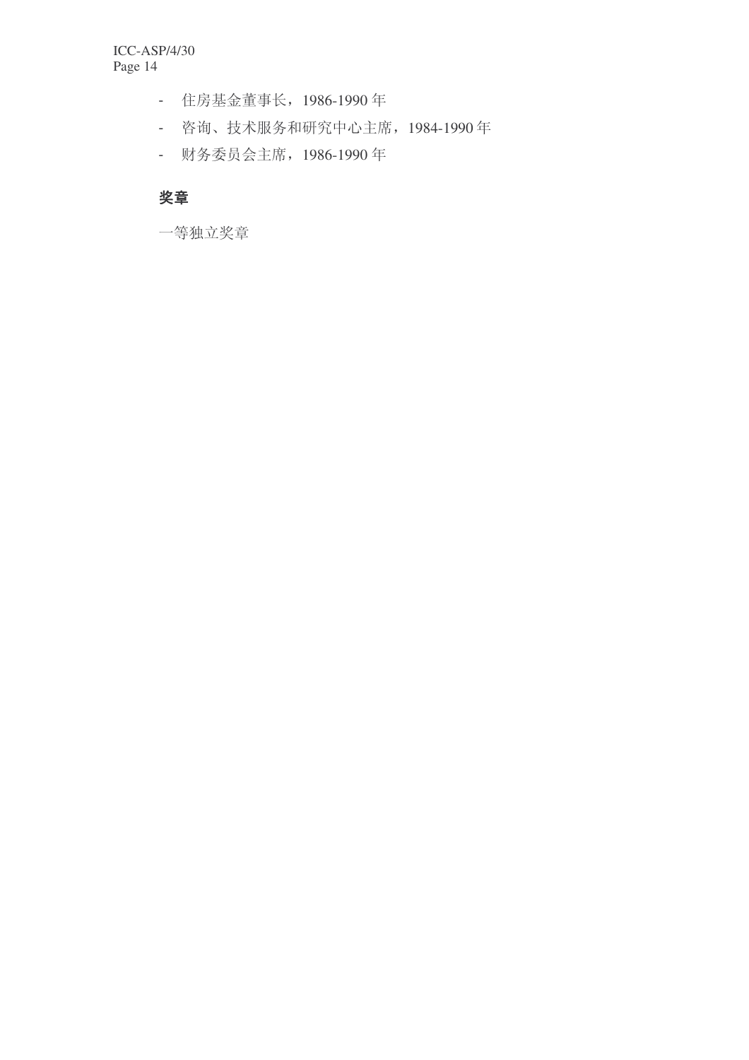- 住房基金董事长，1986-1990 年
- 咨询、技术服务和研究中心主席，1984-1990 年
- 财务委员会主席，1986-1990 年

**奖章**

一等独立奖章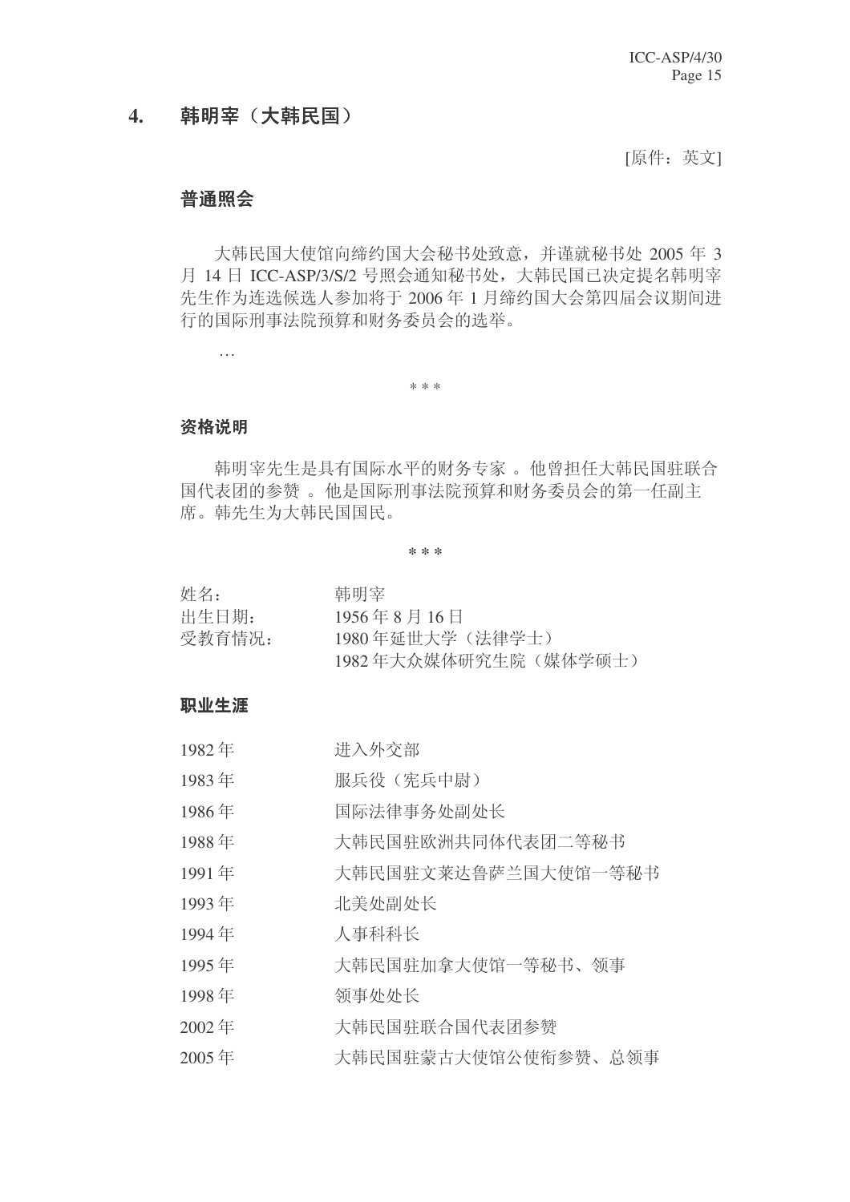## 4. 韩明宰（大韩民国）

[原件：英文]

### 普通照会

大韩民国大使馆向缔约国大会秘书处致意，并谨就秘书处 2005 年 3 月 14 日 ICC-ASP/3/S/2 号照会通知秘书处，大韩民国已决定提名韩明宰先生作为连选候选人参加将于 2006 年 1 月缔约国大会第四届会议期间进行的国际刑事法院预算和财务委员会的选举。

…

\* \* \*

### 资格说明

韩明宰先生是具有国际水平的财务专家 。他曾担任大韩民国驻联合国代表团的参赞 。他是国际刑事法院预算和财务委员会的第一任副主席。韩先生为大韩民国国民。

\* \* \*

| | |
|---|---|
| 姓名： | 韩明宰 |
| 出生日期： | 1956 年 8 月 16 日 |
| 受教育情况： | 1980 年延世大学（法律学士） |
| | 1982 年大众媒体研究生院（媒体学硕士） |

### 职业生涯

| | |
|---|---|
| 1982 年 | 进入外交部 |
| 1983 年 | 服兵役（宪兵中尉） |
| 1986 年 | 国际法律事务处副处长 |
| 1988 年 | 大韩民国驻欧洲共同体代表团二等秘书 |
| 1991 年 | 大韩民国驻文莱达鲁萨兰国大使馆一等秘书 |
| 1993 年 | 北美处副处长 |
| 1994 年 | 人事科科长 |
| 1995 年 | 大韩民国驻加拿大使馆一等秘书、领事 |
| 1998 年 | 领事处处长 |
| 2002 年 | 大韩民国驻联合国代表团参赞 |
| 2005 年 | 大韩民国驻蒙古大使馆公使衔参赞、总领事 |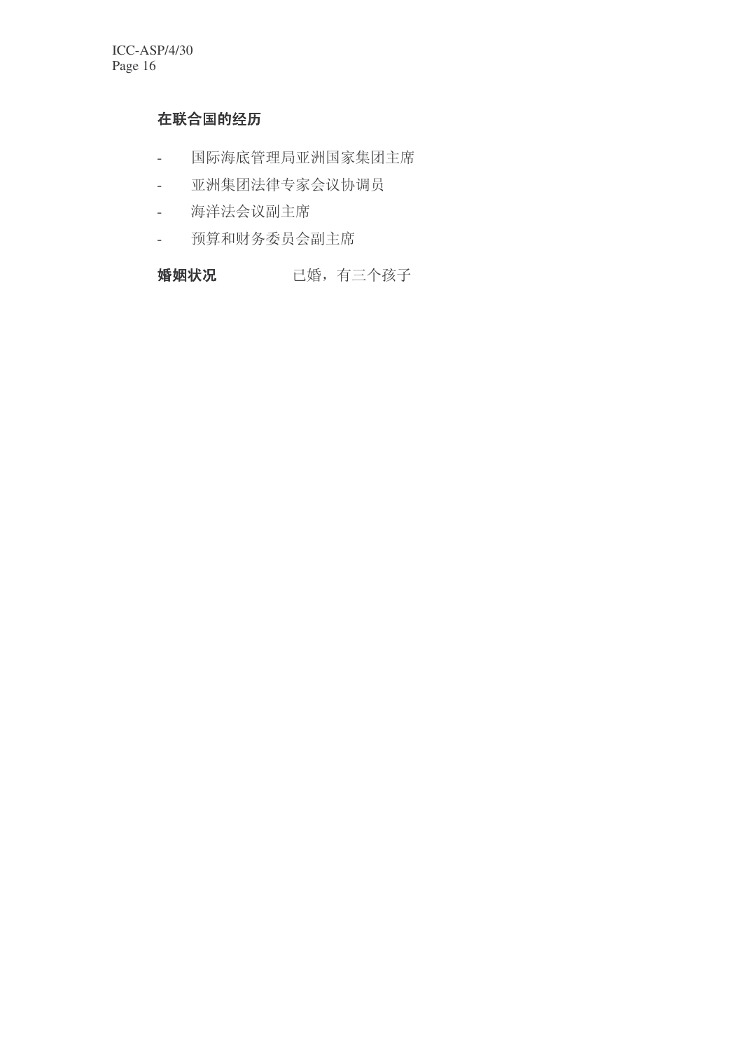**在联合国的经历**

- 国际海底管理局亚洲国家集团主席
- 亚洲集团法律专家会议协调员
- 海洋法会议副主席
- 预算和财务委员会副主席

**婚姻状况** 已婚，有三个孩子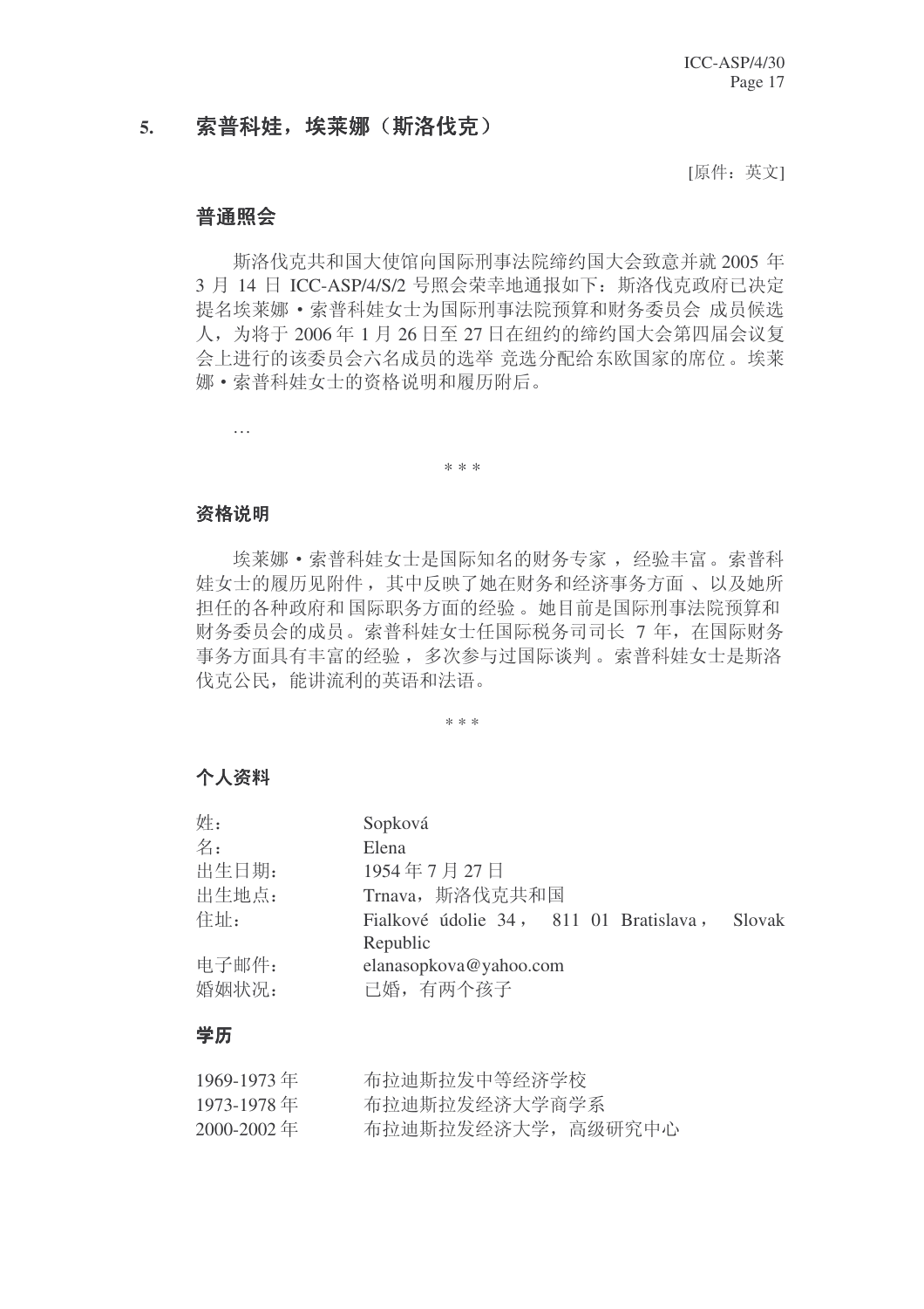## 5. 索普科娃，埃莱娜（斯洛伐克）

[原件：英文]

### 普通照会

斯洛伐克共和国大使馆向国际刑事法院缔约国大会致意并就 2005 年 3 月 14 日 ICC-ASP/4/S/2 号照会荣幸地通报如下：斯洛伐克政府已决定提名埃莱娜・索普科娃女士为国际刑事法院预算和财务委员会 成员候选人，为将于 2006 年 1 月 26 日至 27 日在纽约的缔约国大会第四届会议复会上进行的该委员会六名成员的选举 竞选分配给东欧国家的席位。埃莱娜・索普科娃女士的资格说明和履历附后。

…

\* \* \*

### 资格说明

埃莱娜・索普科娃女士是国际知名的财务专家，经验丰富。索普科娃女士的履历见附件，其中反映了她在财务和经济事务方面、以及她所担任的各种政府和国际职务方面的经验。她目前是国际刑事法院预算和财务委员会的成员。索普科娃女士任国际税务司司长 7 年，在国际财务事务方面具有丰富的经验，多次参与过国际谈判。索普科娃女士是斯洛伐克公民，能讲流利的英语和法语。

\* \* \*

### 个人资料

| | |
|---|---|
| 姓： | Sopková |
| 名： | Elena |
| 出生日期： | 1954 年 7 月 27 日 |
| 出生地点： | Trnava，斯洛伐克共和国 |
| 住址： | Fialkové údolie 34， 811 01 Bratislava， Slovak Republic |
| 电子邮件： | elanasopkova@yahoo.com |
| 婚姻状况： | 已婚，有两个孩子 |

### 学历

| | |
|---|---|
| 1969-1973 年 | 布拉迪斯拉发中等经济学校 |
| 1973-1978 年 | 布拉迪斯拉发经济大学商学系 |
| 2000-2002 年 | 布拉迪斯拉发经济大学，高级研究中心 |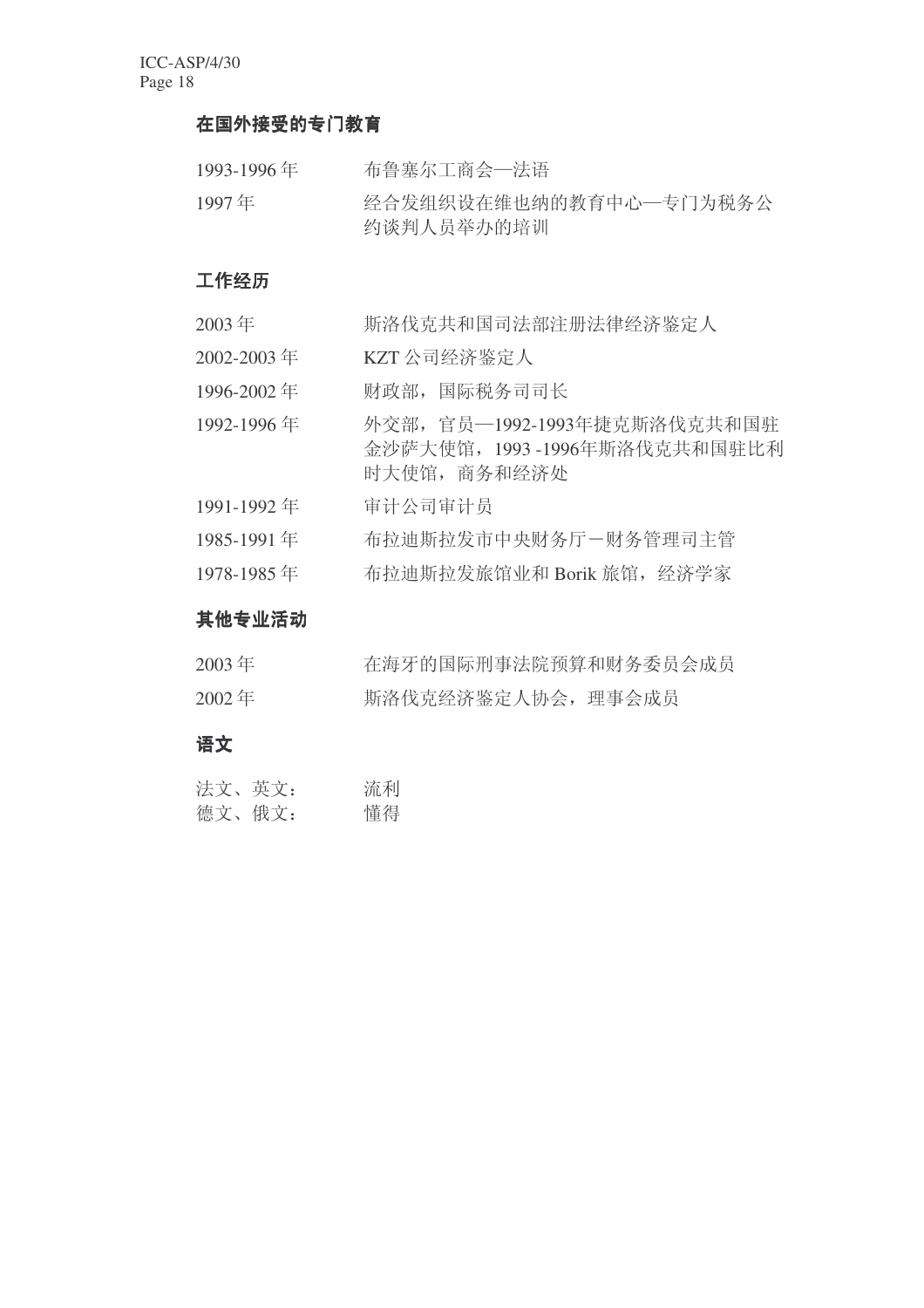### 在国外接受的专门教育

| | |
|---|---|
| 1993-1996 年 | 布鲁塞尔工商会—法语 |
| 1997 年 | 经合发组织设在维也纳的教育中心—专门为税务公约谈判人员举办的培训 |

### 工作经历

| | |
|---|---|
| 2003 年 | 斯洛伐克共和国司法部注册法律经济鉴定人 |
| 2002-2003 年 | KZT 公司经济鉴定人 |
| 1996-2002 年 | 财政部，国际税务司司长 |
| 1992-1996 年 | 外交部，官员—1992-1993年捷克斯洛伐克共和国驻金沙萨大使馆，1993 -1996年斯洛伐克共和国驻比利时大使馆，商务和经济处 |
| 1991-1992 年 | 审计公司审计员 |
| 1985-1991 年 | 布拉迪斯拉发市中央财务厅－财务管理司主管 |
| 1978-1985 年 | 布拉迪斯拉发旅馆业和 Borik 旅馆，经济学家 |

### 其他专业活动

| | |
|---|---|
| 2003 年 | 在海牙的国际刑事法院预算和财务委员会成员 |
| 2002 年 | 斯洛伐克经济鉴定人协会，理事会成员 |

### 语文

| | |
|---|---|
| 法文、英文： | 流利 |
| 德文、俄文： | 懂得 |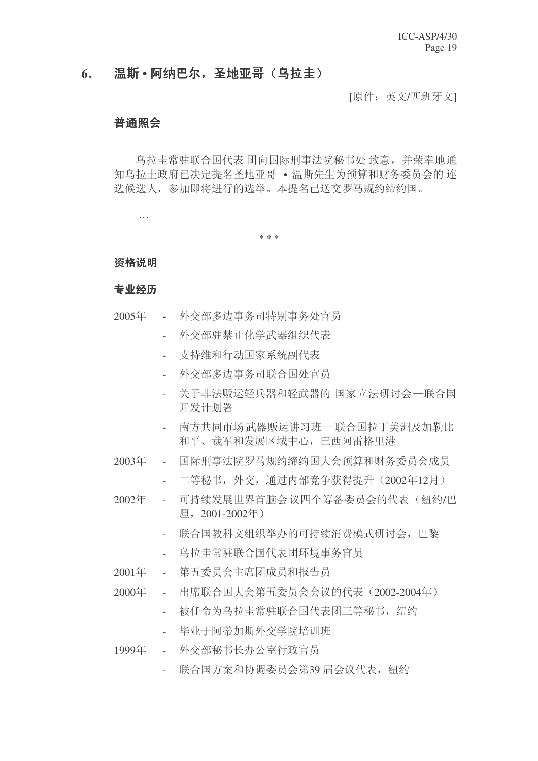## 6. 温斯 • 阿纳巴尔，圣地亚哥（乌拉圭）

[原件：英文/西班牙文]

### 普通照会

乌拉圭常驻联合国代表团向国际刑事法院秘书处致意，并荣幸地通知乌拉圭政府已决定提名圣地亚哥 • 温斯先生为预算和财务委员会的连选候选人，参加即将进行的选举。本提名已送交罗马规约缔约国。

…

\* \* \*

### 资格说明

### 专业经历

| | | |
|---|---|---|
| 2005年 | - | 外交部多边事务司特别事务处官员 |
| | - | 外交部驻禁止化学武器组织代表 |
| | - | 支持维和行动国家系统副代表 |
| | - | 外交部多边事务司联合国处官员 |
| | - | 关于非法贩运轻兵器和轻武器的国家立法研讨会—联合国开发计划署 |
| | - | 南方共同市场武器贩运讲习班—联合国拉丁美洲及加勒比和平、裁军和发展区域中心，巴西阿雷格里港 |
| 2003年 | - | 国际刑事法院罗马规约缔约国大会预算和财务委员会成员 |
| | - | 二等秘书，外交，通过内部竞争获得提升（2002年12月） |
| 2002年 | - | 可持续发展世界首脑会议四个筹备委员会的代表（纽约/巴厘，2001-2002年） |
| | - | 联合国教科文组织举办的可持续消费模式研讨会，巴黎 |
| | - | 乌拉圭常驻联合国代表团环境事务官员 |
| 2001年 | - | 第五委员会主席团成员和报告员 |
| 2000年 | - | 出席联合国大会第五委员会会议的代表（2002-2004年） |
| | - | 被任命为乌拉圭常驻联合国代表团三等秘书，纽约 |
| | - | 毕业于阿蒂加斯外交学院培训班 |
| 1999年 | - | 外交部秘书长办公室行政官员 |
| | - | 联合国方案和协调委员会第39届会议代表，纽约 |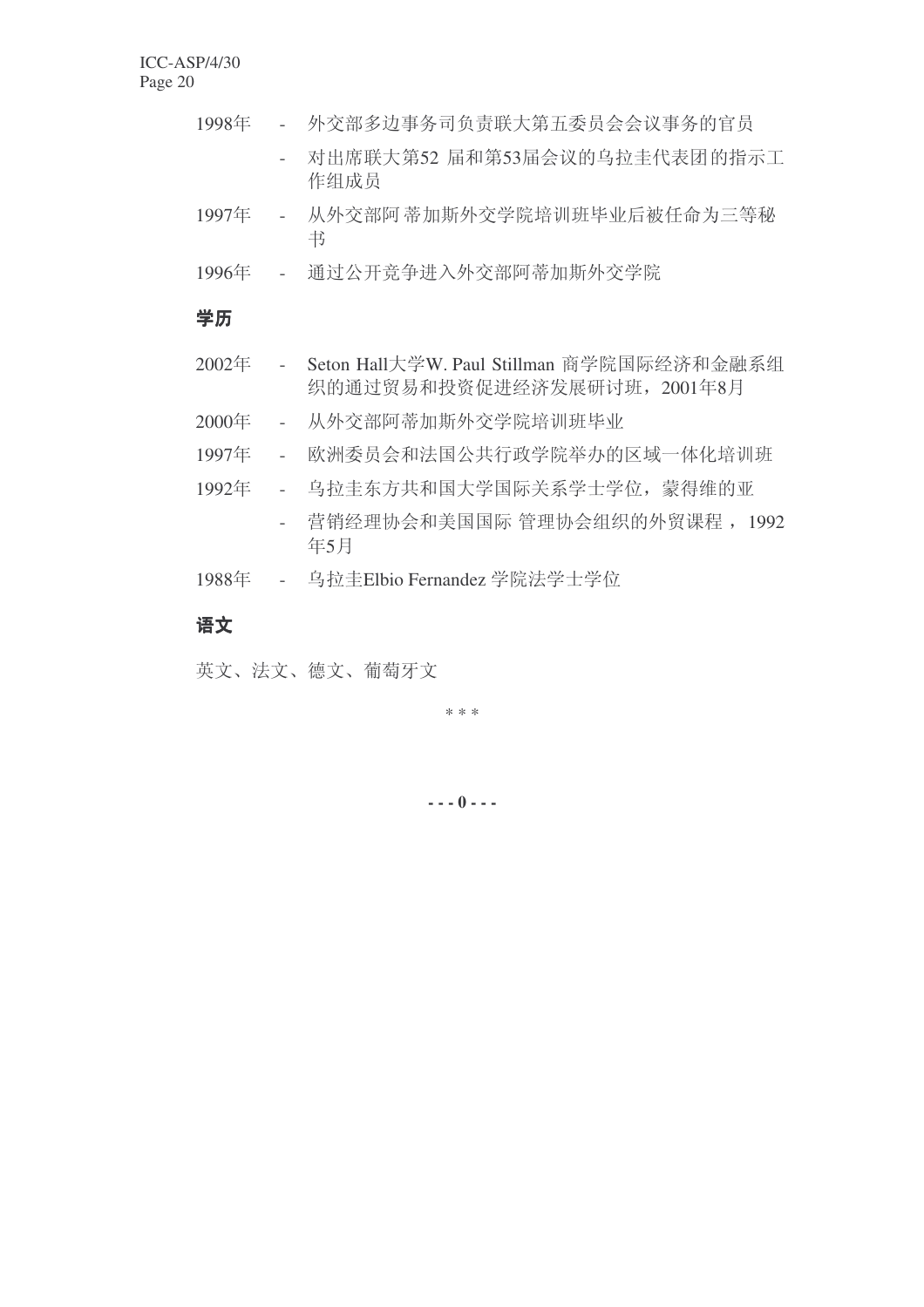1998年 - 外交部多边事务司负责联大第五委员会会议事务的官员

- 对出席联大第52 届和第53届会议的乌拉圭代表团的指示工作组成员

1997年 - 从外交部阿蒂加斯外交学院培训班毕业后被任命为三等秘书

1996年 - 通过公开竞争进入外交部阿蒂加斯外交学院

## 学历

2002年 - Seton Hall大学W. Paul Stillman 商学院国际经济和金融系组织的通过贸易和投资促进经济发展研讨班，2001年8月

2000年 - 从外交部阿蒂加斯外交学院培训班毕业

1997年 - 欧洲委员会和法国公共行政学院举办的区域一体化培训班

1992年 - 乌拉圭东方共和国大学国际关系学士学位，蒙得维的亚

- 营销经理协会和美国国际 管理协会组织的外贸课程， 1992年5月

1988年 - 乌拉圭Elbio Fernandez 学院法学士学位

## 语文

英文、法文、德文、葡萄牙文

\* \* \*

**- - - 0 - - -**